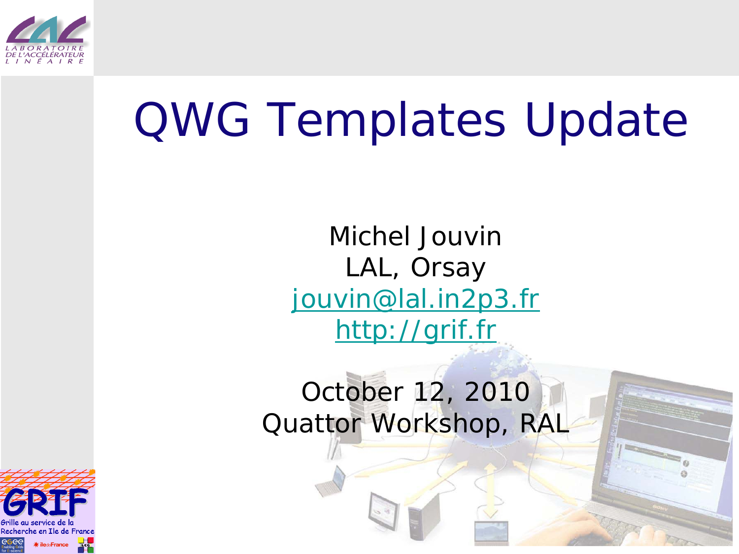# QWG Templates Update

Michel Jouvin
LAL, Orsay
jouvin@lal.in2p3.fr
http://grif.fr

October 12, 2010
Quattor Workshop, RAL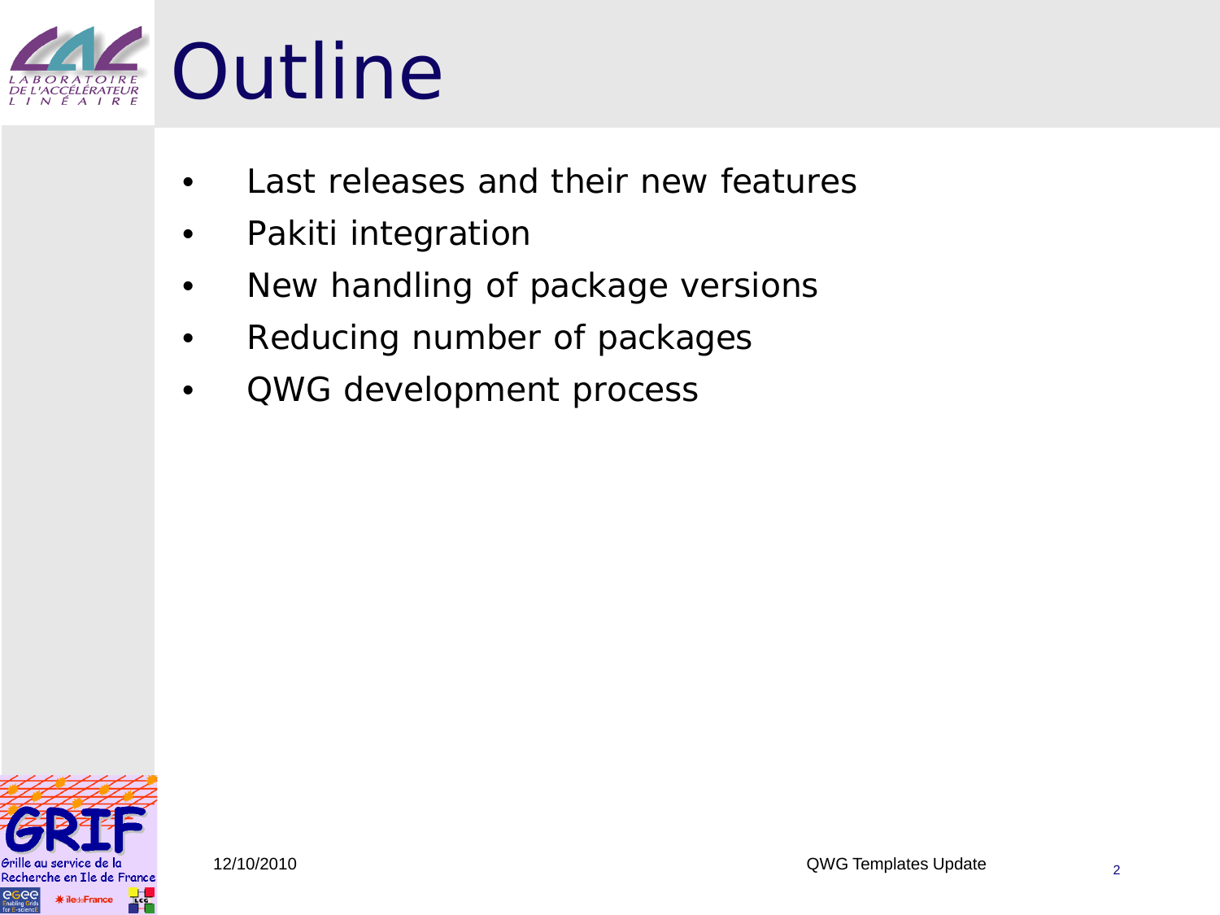# Outline

- Last releases and their new features
- Pakiti integration
- New handling of package versions
- Reducing number of packages
- QWG development process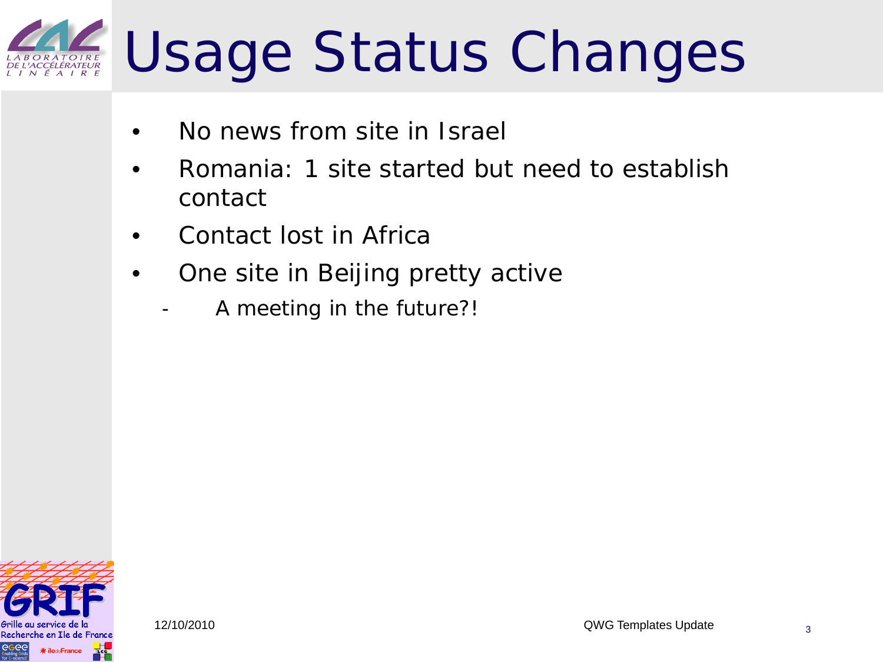# Usage Status Changes

- No news from site in Israel
- Romania: 1 site started but need to establish contact
- Contact lost in Africa
- One site in Beijing pretty active
  - A meeting in the future?!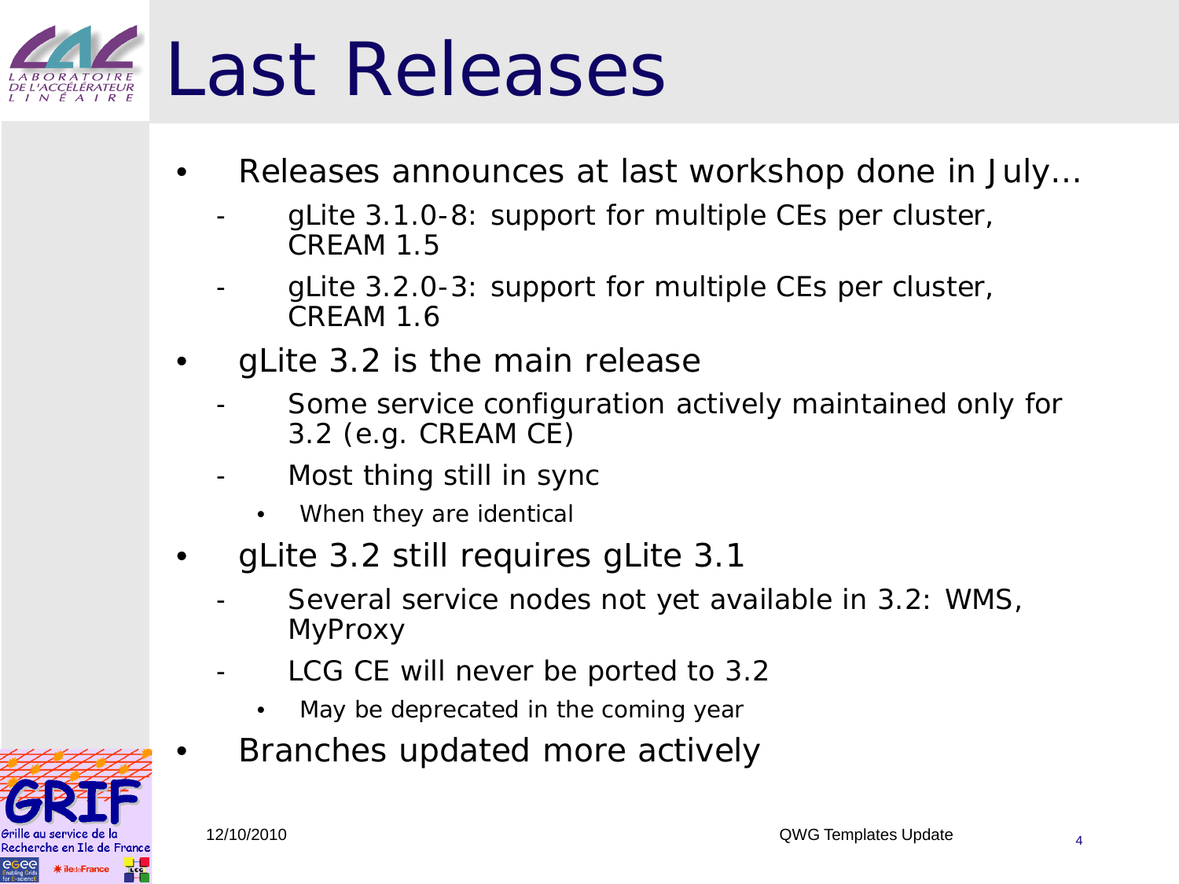# Last Releases

- Releases announces at last workshop done in July…
  - gLite 3.1.0-8: support for multiple CEs per cluster, CREAM 1.5
  - gLite 3.2.0-3: support for multiple CEs per cluster, CREAM 1.6
- gLite 3.2 is the main release
  - Some service configuration actively maintained only for 3.2 (e.g. CREAM CE)
  - Most thing still in sync
    - When they are identical
- gLite 3.2 still requires gLite 3.1
  - Several service nodes not yet available in 3.2: WMS, MyProxy
  - LCG CE will never be ported to 3.2
    - May be deprecated in the coming year
- Branches updated more actively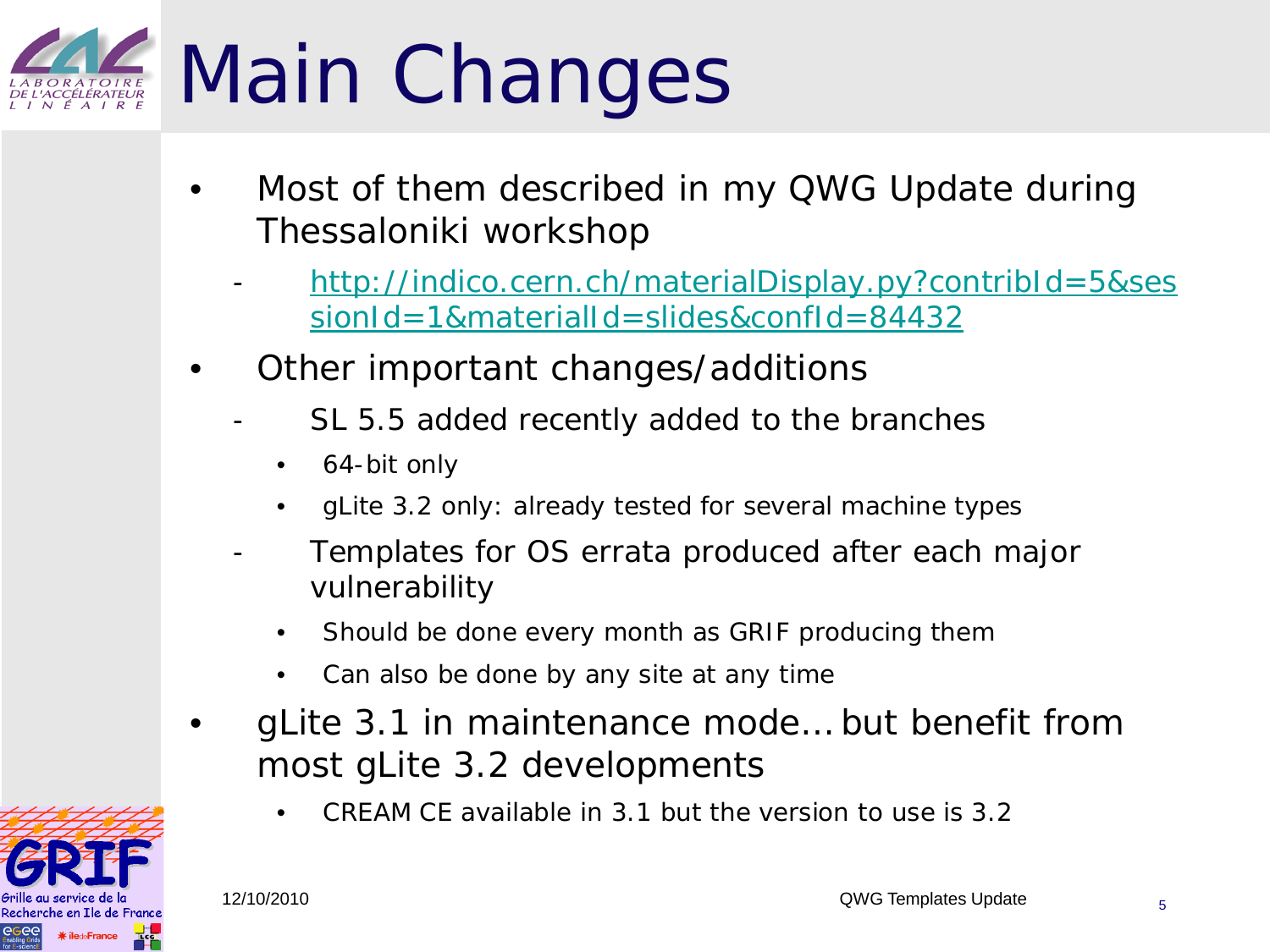# Main Changes

- Most of them described in my QWG Update during Thessaloniki workshop
  - http://indico.cern.ch/materialDisplay.py?contribId=5&sessionId=1&materialId=slides&confId=84432
- Other important changes/additions
  - SL 5.5 added recently added to the branches
    - 64-bit only
    - gLite 3.2 only: already tested for several machine types
  - Templates for OS errata produced after each major vulnerability
    - Should be done every month as GRIF producing them
    - Can also be done by any site at any time
- gLite 3.1 in maintenance mode… but benefit from most gLite 3.2 developments
  - CREAM CE available in 3.1 but the version to use is 3.2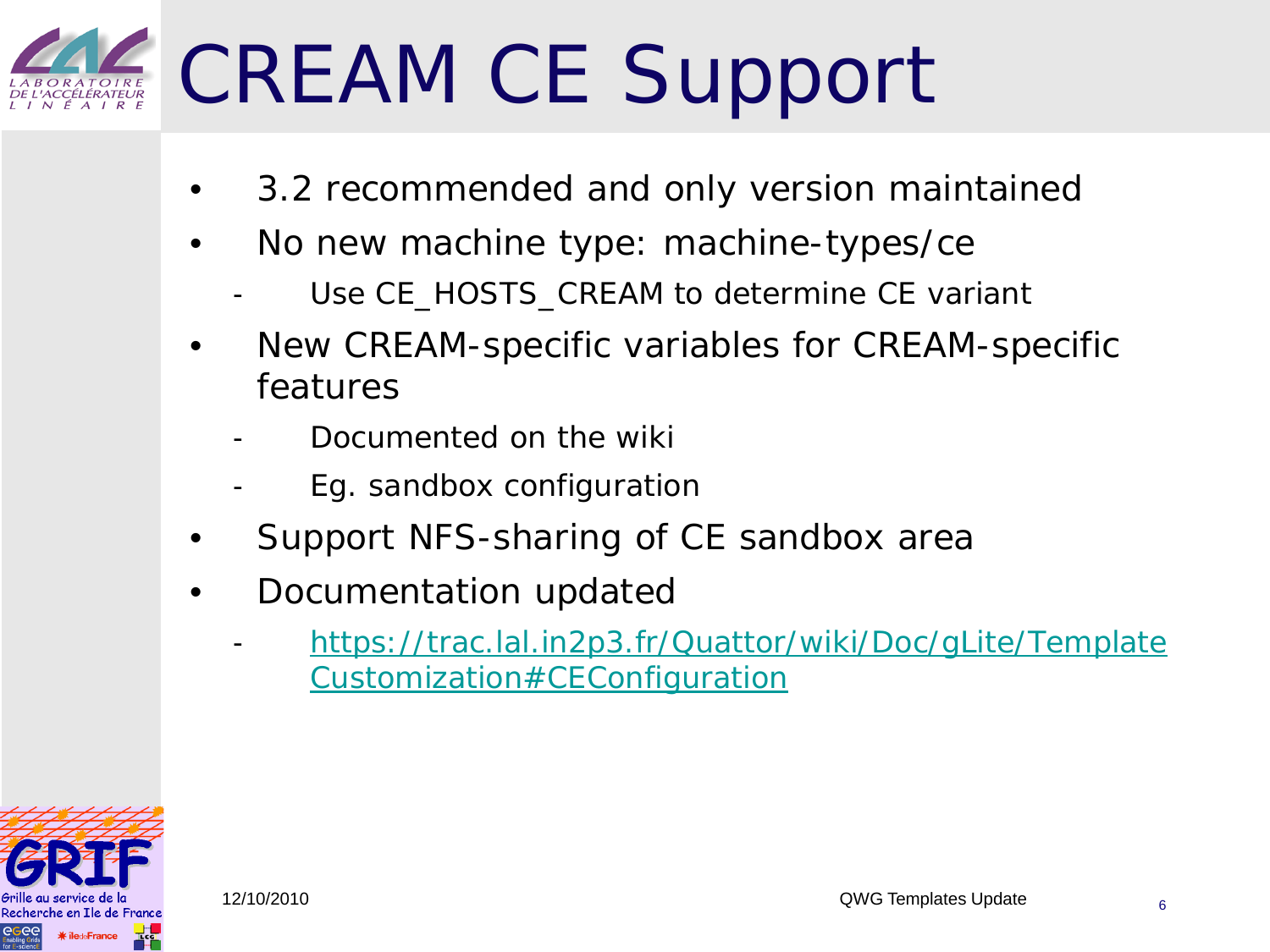# CREAM CE Support

- 3.2 recommended and only version maintained
- No new machine type: machine-types/ce
  - Use CE_HOSTS_CREAM to determine CE variant
- New CREAM-specific variables for CREAM-specific features
  - Documented on the wiki
  - Eg. sandbox configuration
- Support NFS-sharing of CE sandbox area
- Documentation updated
  - [https://trac.lal.in2p3.fr/Quattor/wiki/Doc/gLite/TemplateCustomization#CEConfiguration](https://trac.lal.in2p3.fr/Quattor/wiki/Doc/gLite/TemplateCustomization#CEConfiguration)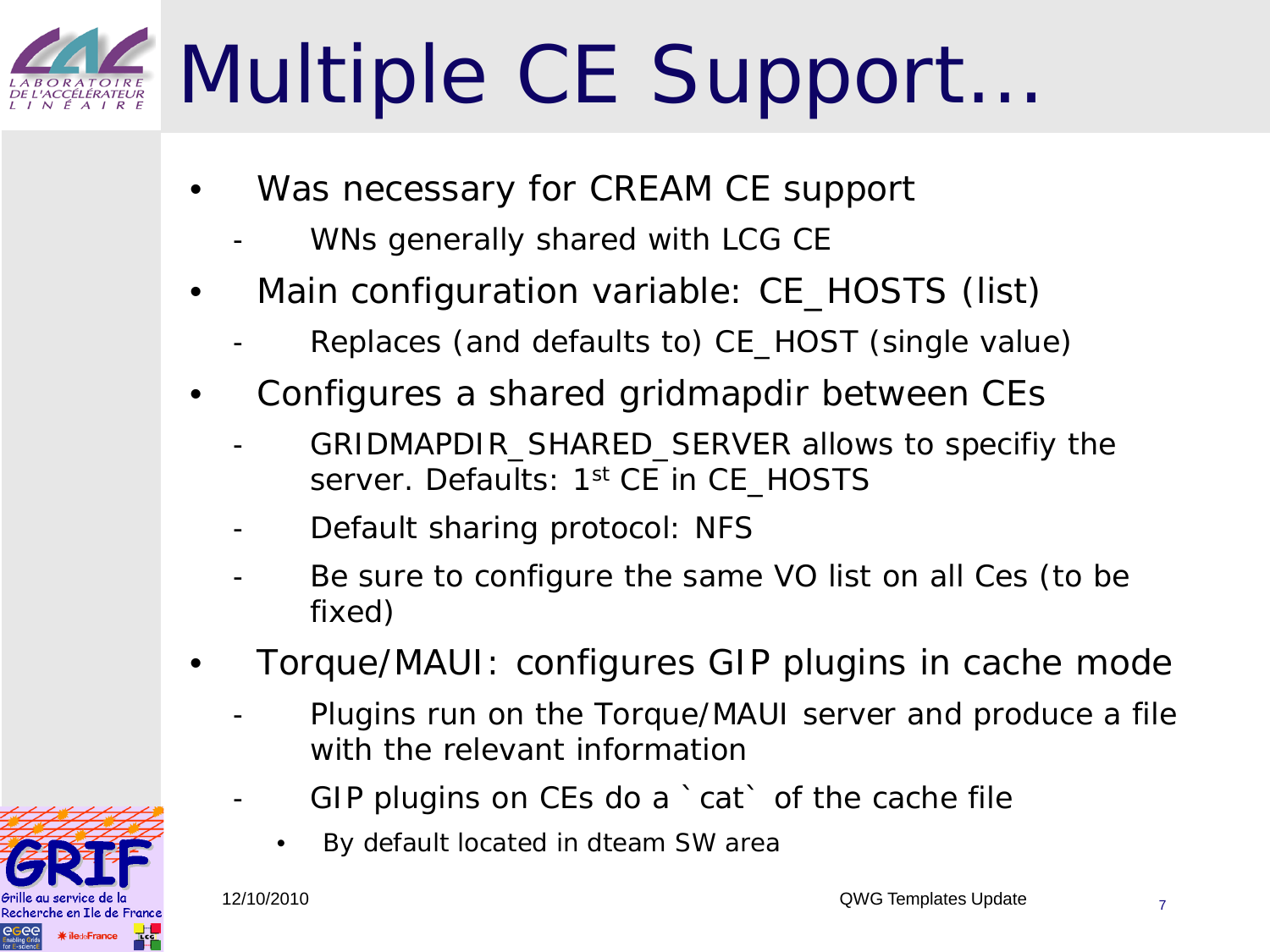# Multiple CE Support...

- Was necessary for CREAM CE support
  - WNs generally shared with LCG CE
- Main configuration variable: CE_HOSTS (list)
  - Replaces (and defaults to) CE_HOST (single value)
- Configures a shared gridmapdir between CEs
  - GRIDMAPDIR_SHARED_SERVER allows to specifiy the server. Defaults: 1st CE in CE_HOSTS
  - Default sharing protocol: NFS
  - Be sure to configure the same VO list on all Ces (to be fixed)
- Torque/MAUI: configures GIP plugins in cache mode
  - Plugins run on the Torque/MAUI server and produce a file with the relevant information
  - GIP plugins on CEs do a `cat` of the cache file
    - By default located in dteam SW area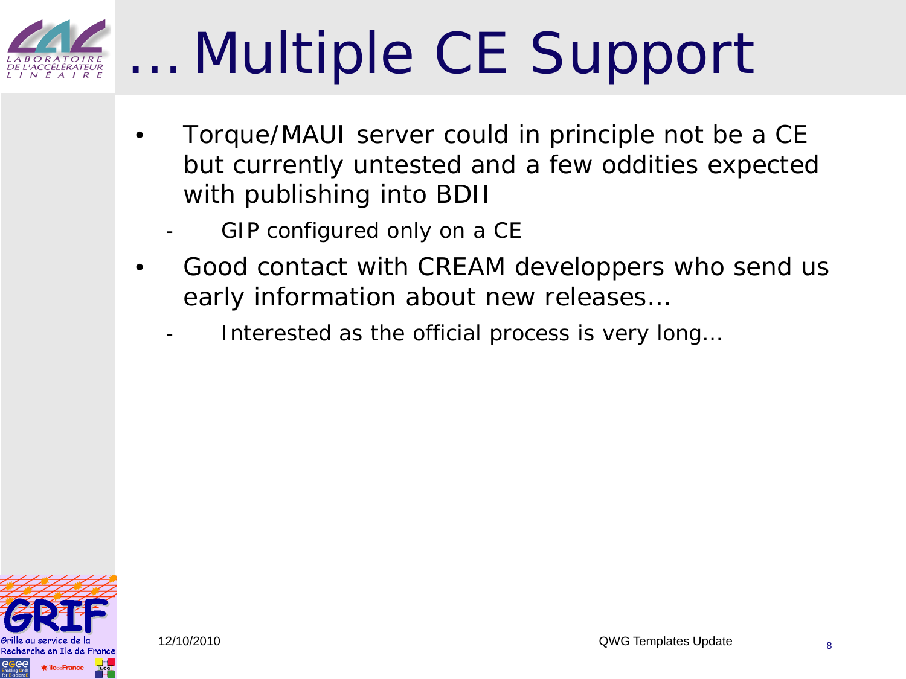# …Multiple CE Support

- Torque/MAUI server could in principle not be a CE but currently untested and a few oddities expected with publishing into BDII
  - GIP configured only on a CE
- Good contact with CREAM developpers who send us early information about new releases…
  - Interested as the official process is very long…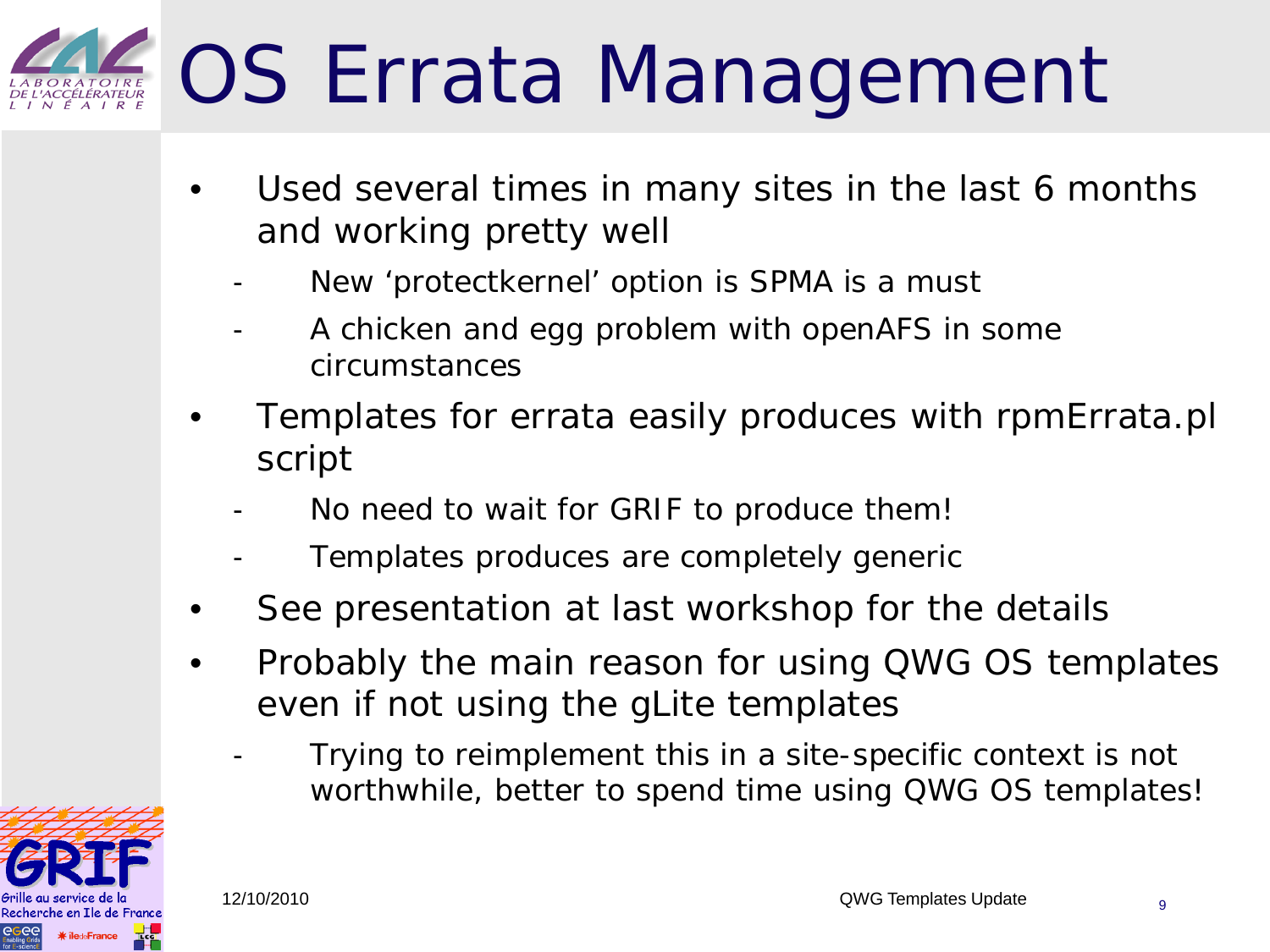# OS Errata Management

- Used several times in many sites in the last 6 months and working pretty well
  - New 'protectkernel' option is SPMA is a must
  - A chicken and egg problem with openAFS in some circumstances
- Templates for errata easily produces with rpmErrata.pl script
  - No need to wait for GRIF to produce them!
  - Templates produces are completely generic
- See presentation at last workshop for the details
- Probably the main reason for using QWG OS templates even if not using the gLite templates
  - Trying to reimplement this in a site-specific context is not worthwhile, better to spend time using QWG OS templates!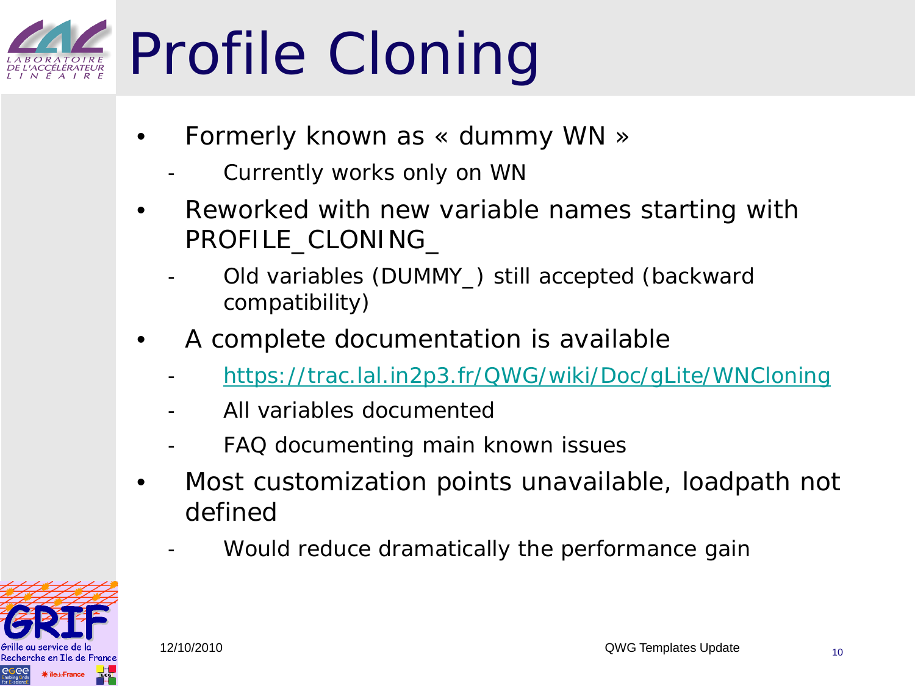# Profile Cloning

- Formerly known as « dummy WN »
  - Currently works only on WN
- Reworked with new variable names starting with PROFILE_CLONING_
  - Old variables (DUMMY_) still accepted (backward compatibility)
- A complete documentation is available
  - https://trac.lal.in2p3.fr/QWG/wiki/Doc/gLite/WNCloning
  - All variables documented
  - FAQ documenting main known issues
- Most customization points unavailable, loadpath not defined
  - Would reduce dramatically the performance gain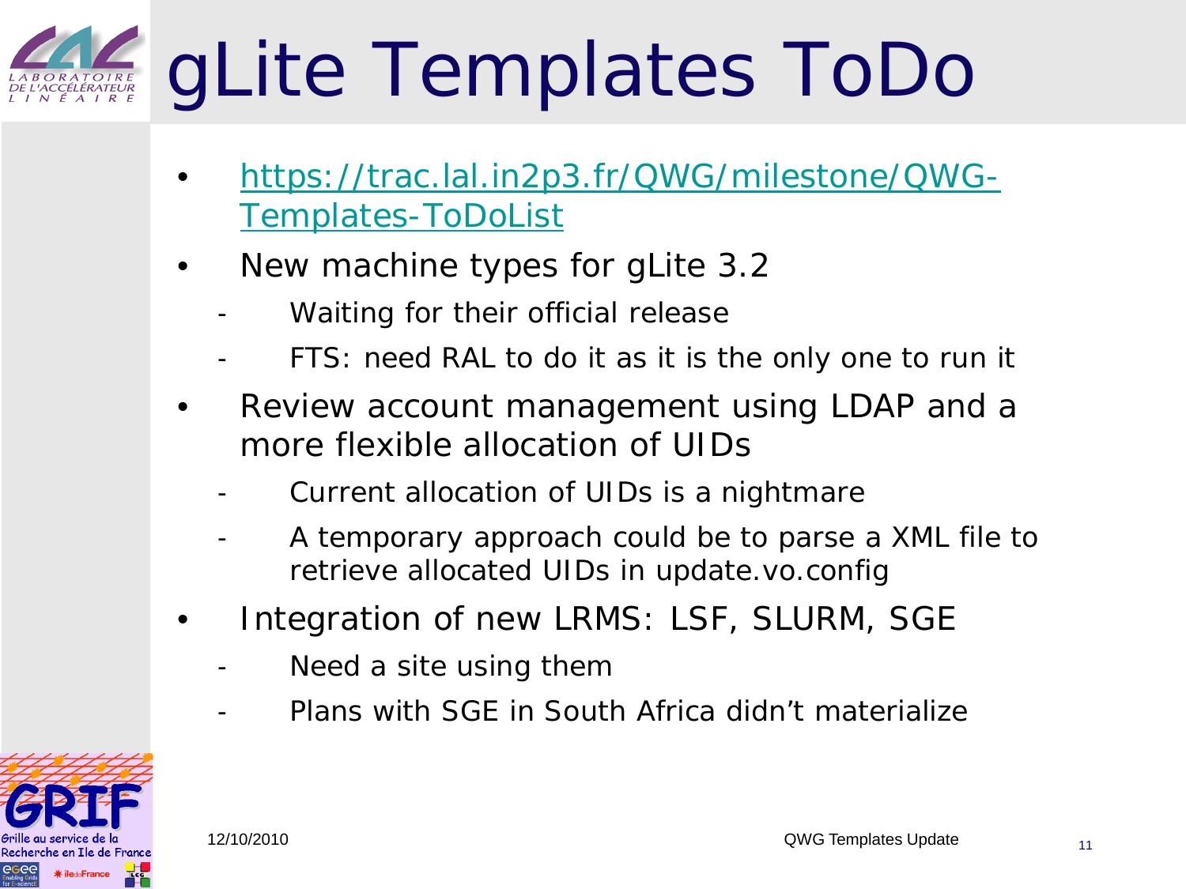# gLite Templates ToDo

- https://trac.lal.in2p3.fr/QWG/milestone/QWG-Templates-ToDoList
- New machine types for gLite 3.2
  - Waiting for their official release
  - FTS: need RAL to do it as it is the only one to run it
- Review account management using LDAP and a more flexible allocation of UIDs
  - Current allocation of UIDs is a nightmare
  - A temporary approach could be to parse a XML file to retrieve allocated UIDs in update.vo.config
- Integration of new LRMS: LSF, SLURM, SGE
  - Need a site using them
  - Plans with SGE in South Africa didn't materialize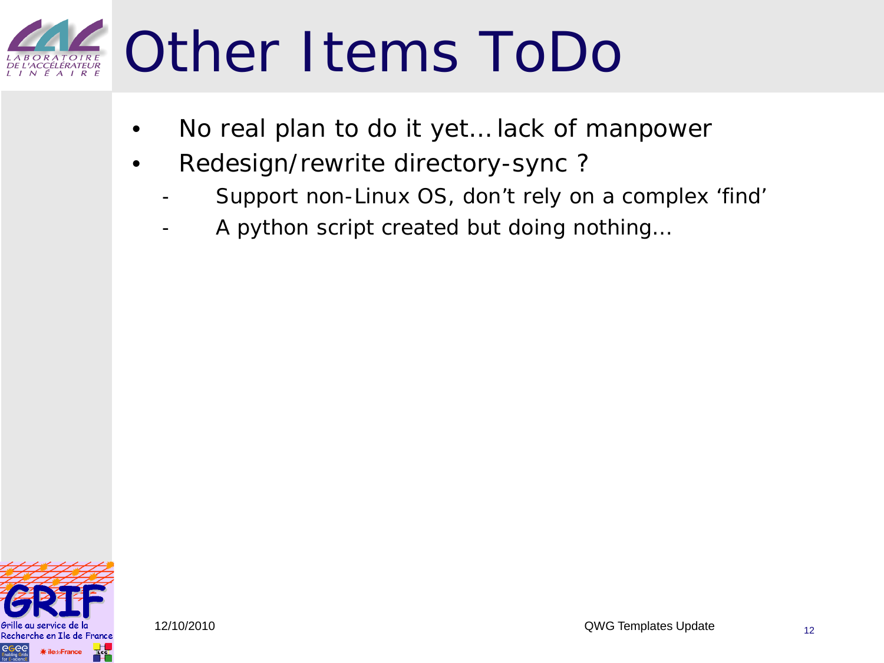# Other Items ToDo

- No real plan to do it yet… lack of manpower
- Redesign/rewrite directory-sync ?
  - Support non-Linux OS, don't rely on a complex 'find'
  - A python script created but doing nothing…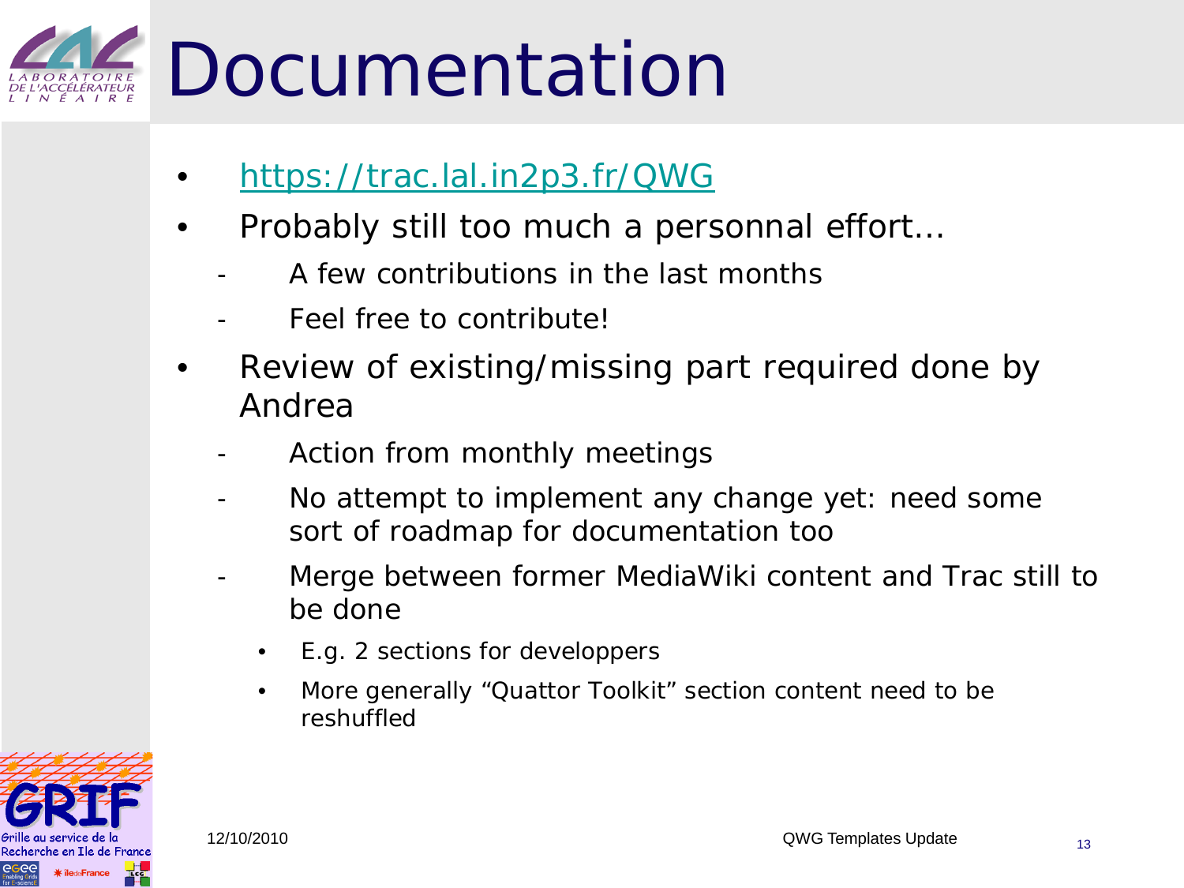# Documentation

- https://trac.lal.in2p3.fr/QWG
- Probably still too much a personnal effort…
  - A few contributions in the last months
  - Feel free to contribute!
- Review of existing/missing part required done by Andrea
  - Action from monthly meetings
  - No attempt to implement any change yet: need some sort of roadmap for documentation too
  - Merge between former MediaWiki content and Trac still to be done
    - E.g. 2 sections for developpers
    - More generally “Quattor Toolkit” section content need to be reshuffled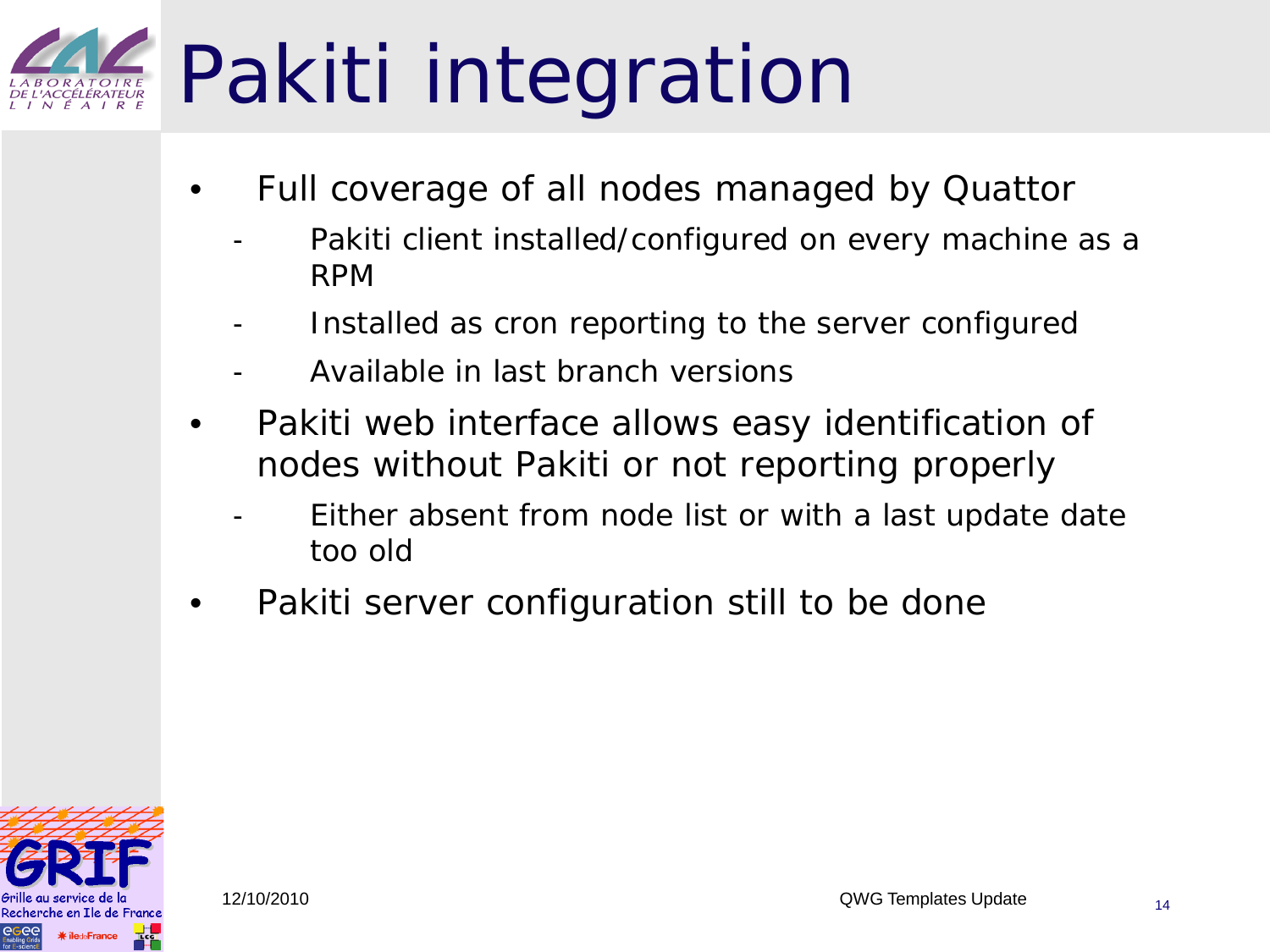# Pakiti integration

- Full coverage of all nodes managed by Quattor
  - Pakiti client installed/configured on every machine as a RPM
  - Installed as cron reporting to the server configured
  - Available in last branch versions
- Pakiti web interface allows easy identification of nodes without Pakiti or not reporting properly
  - Either absent from node list or with a last update date too old
- Pakiti server configuration still to be done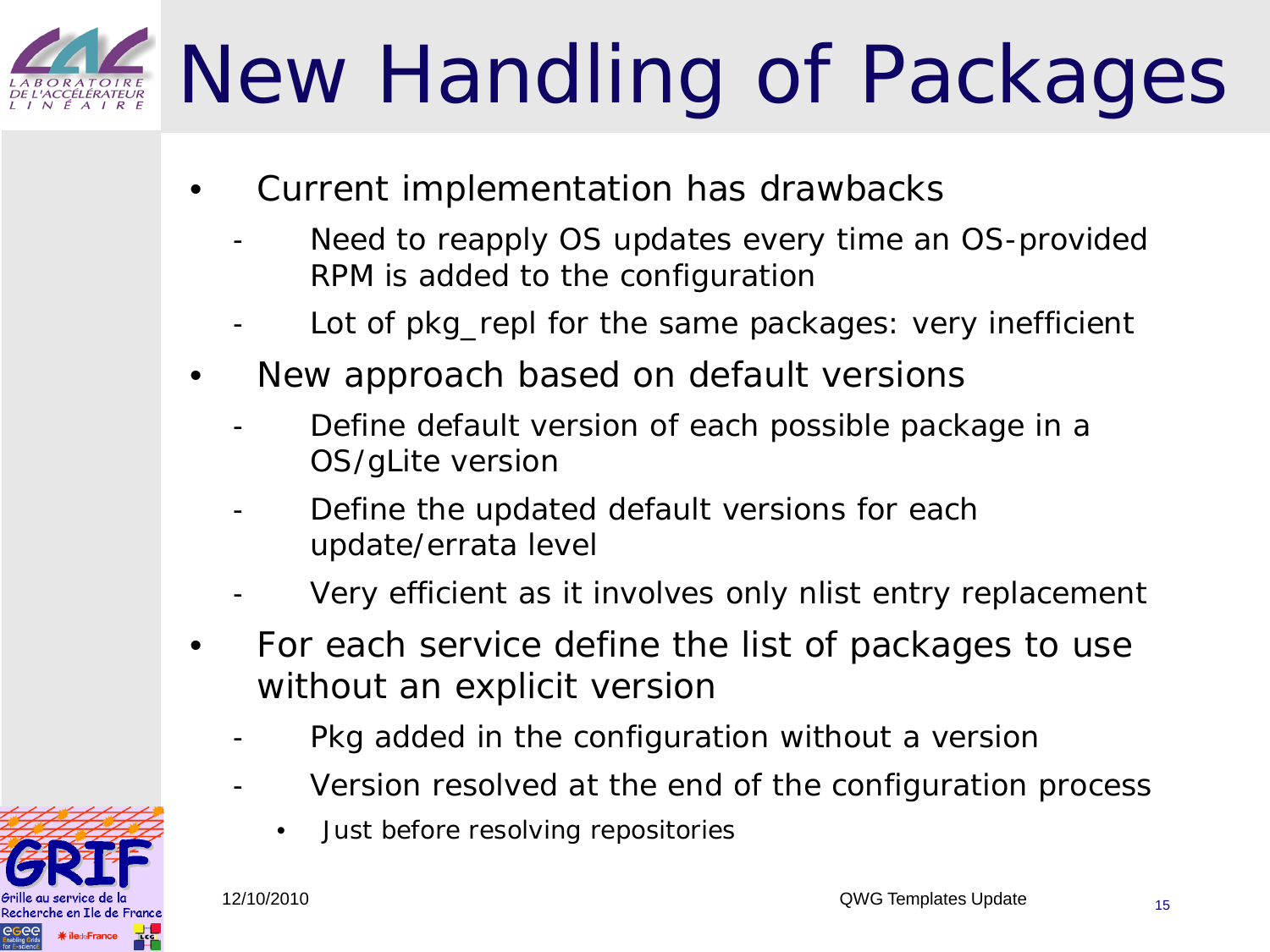# New Handling of Packages

- Current implementation has drawbacks
  - Need to reapply OS updates every time an OS-provided RPM is added to the configuration
  - Lot of pkg_repl for the same packages: very inefficient
- New approach based on default versions
  - Define default version of each possible package in a OS/gLite version
  - Define the updated default versions for each update/errata level
  - Very efficient as it involves only nlist entry replacement
- For each service define the list of packages to use without an explicit version
  - Pkg added in the configuration without a version
  - Version resolved at the end of the configuration process
    - Just before resolving repositories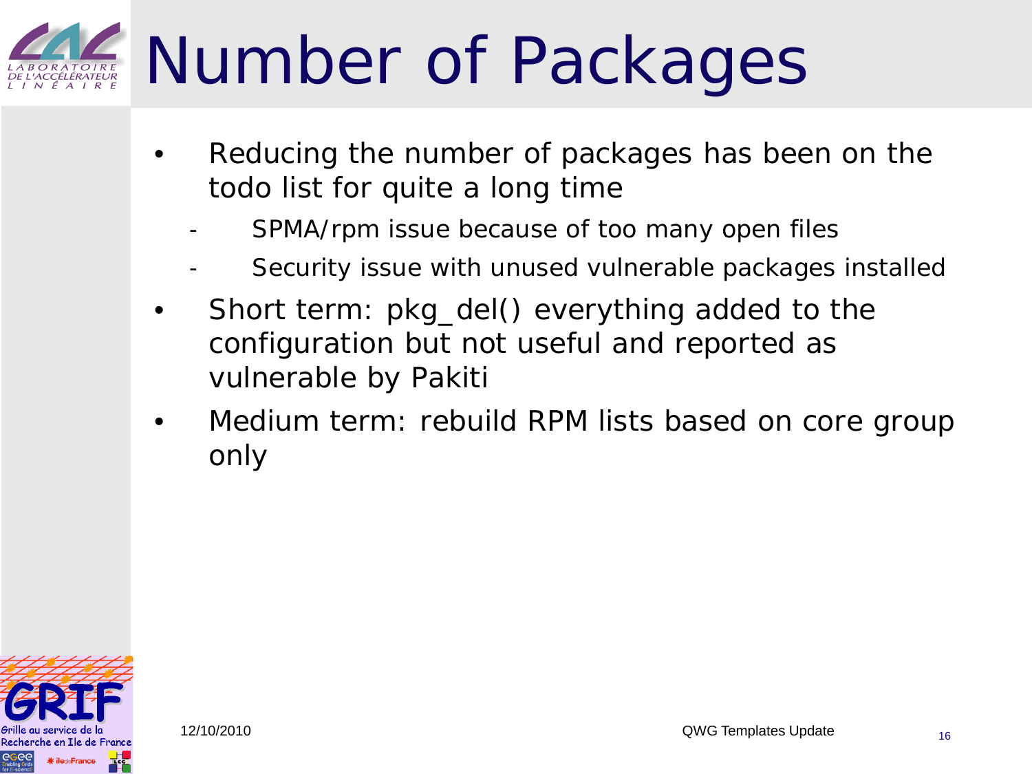# Number of Packages

- Reducing the number of packages has been on the todo list for quite a long time
  - SPMA/rpm issue because of too many open files
  - Security issue with unused vulnerable packages installed
- Short term: pkg_del() everything added to the configuration but not useful and reported as vulnerable by Pakiti
- Medium term: rebuild RPM lists based on core group only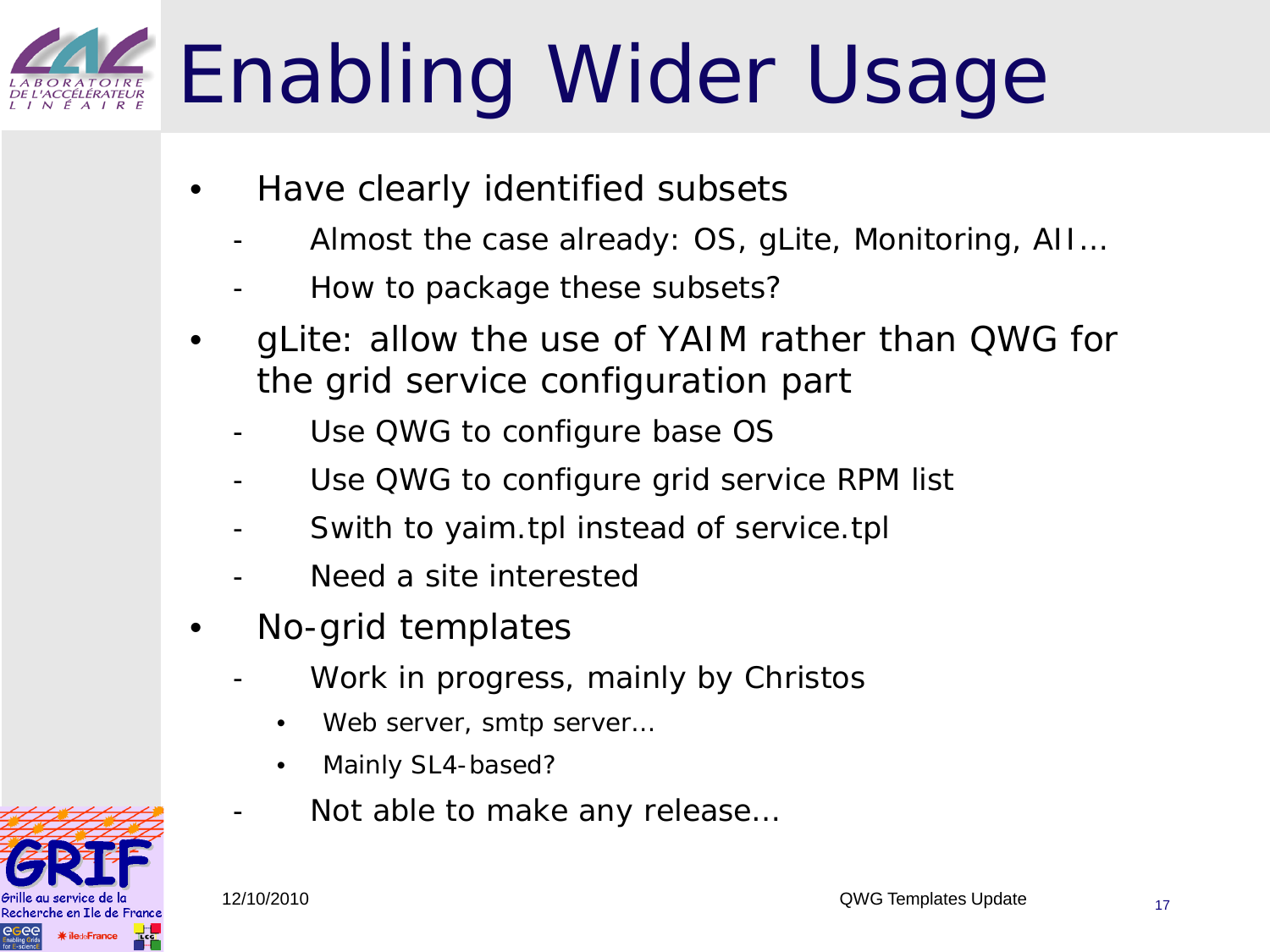# Enabling Wider Usage

- Have clearly identified subsets
  - Almost the case already: OS, gLite, Monitoring, AII…
  - How to package these subsets?
- gLite: allow the use of YAIM rather than QWG for the grid service configuration part
  - Use QWG to configure base OS
  - Use QWG to configure grid service RPM list
  - Swith to yaim.tpl instead of service.tpl
  - Need a site interested
- No-grid templates
  - Work in progress, mainly by Christos
    - Web server, smtp server…
    - Mainly SL4-based?
  - Not able to make any release…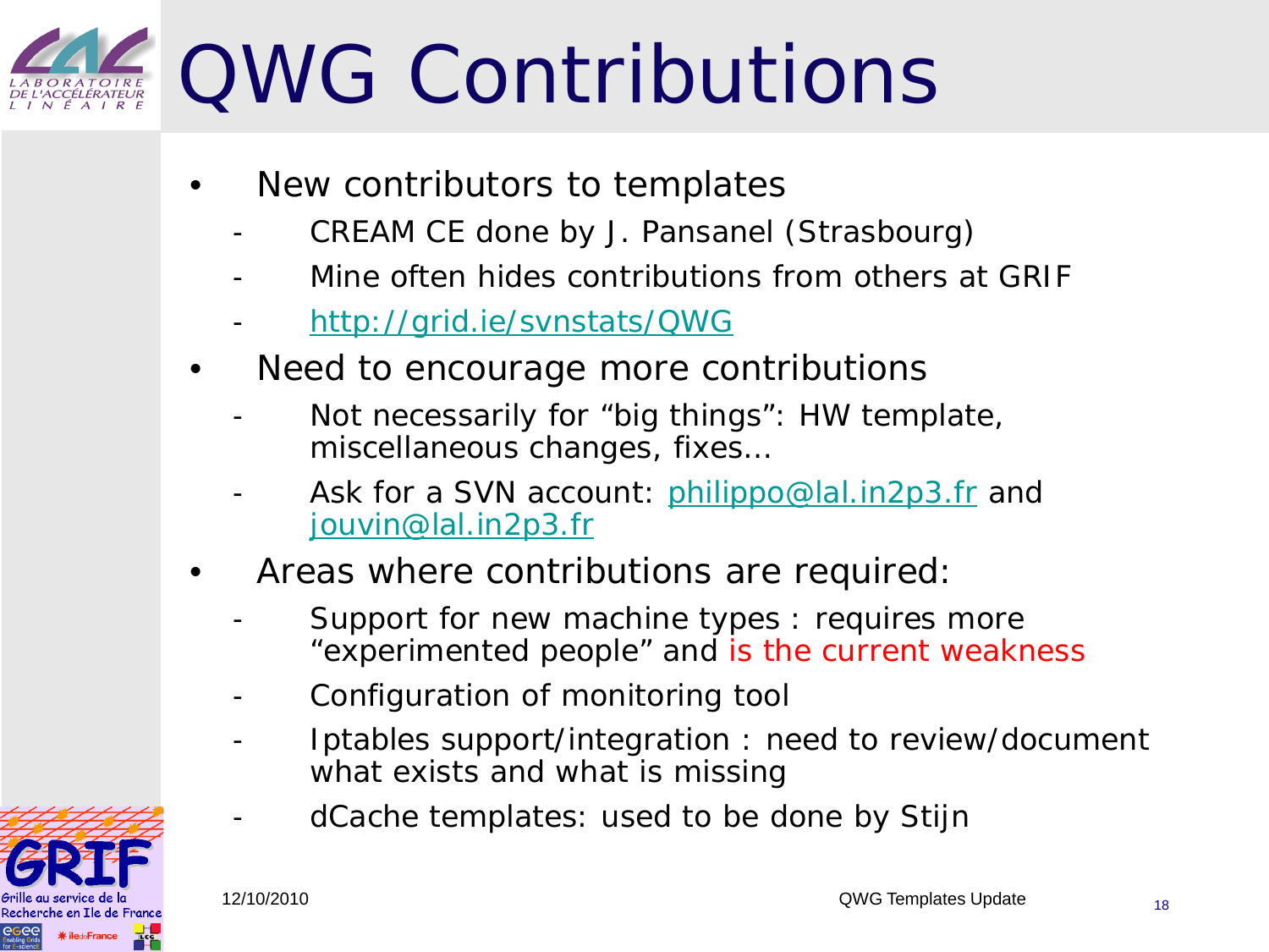# QWG Contributions

- New contributors to templates
  - CREAM CE done by J. Pansanel (Strasbourg)
  - Mine often hides contributions from others at GRIF
  - http://grid.ie/svnstats/QWG
- Need to encourage more contributions
  - Not necessarily for "big things": HW template, miscellaneous changes, fixes…
  - Ask for a SVN account: philippo@lal.in2p3.fr and jouvin@lal.in2p3.fr
- Areas where contributions are required:
  - Support for new machine types : requires more "experimented people" and is the current weakness
  - Configuration of monitoring tool
  - Iptables support/integration : need to review/document what exists and what is missing
  - dCache templates: used to be done by Stijn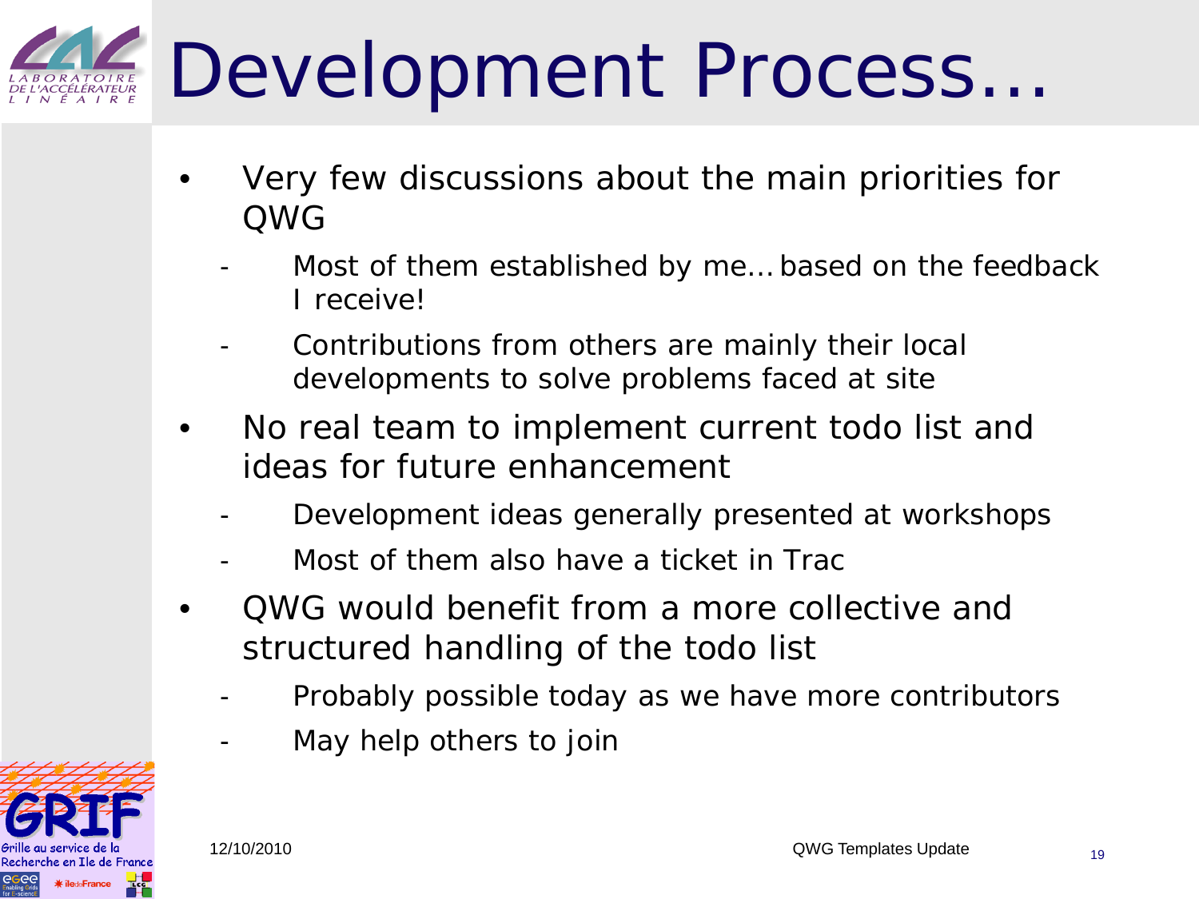# Development Process…

- Very few discussions about the main priorities for QWG
  - Most of them established by me… based on the feedback I receive!
  - Contributions from others are mainly their local developments to solve problems faced at site
- No real team to implement current todo list and ideas for future enhancement
  - Development ideas generally presented at workshops
  - Most of them also have a ticket in Trac
- QWG would benefit from a more collective and structured handling of the todo list
  - Probably possible today as we have more contributors
  - May help others to join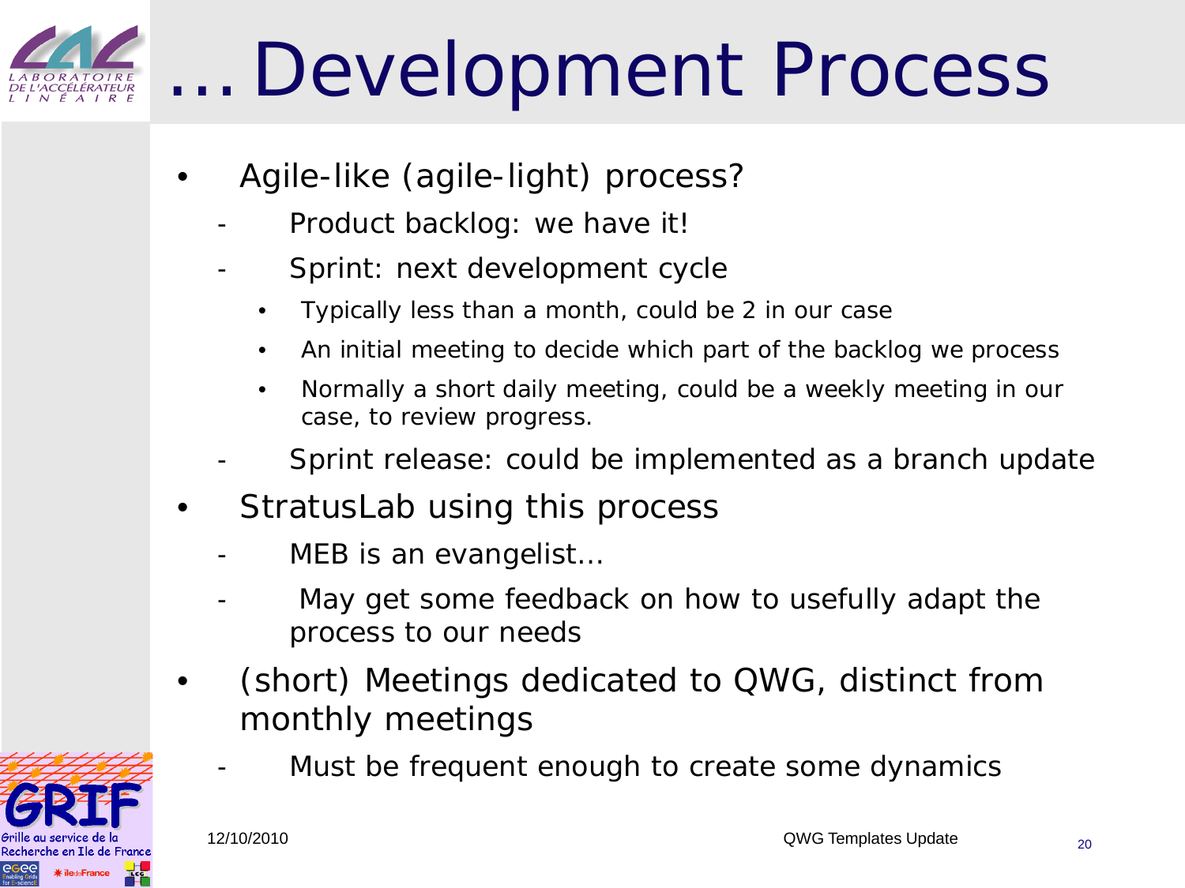# … Development Process

- Agile-like (agile-light) process?
  - Product backlog: we have it!
  - Sprint: next development cycle
    - Typically less than a month, could be 2 in our case
    - An initial meeting to decide which part of the backlog we process
    - Normally a short daily meeting, could be a weekly meeting in our case, to review progress.
  - Sprint release: could be implemented as a branch update
- StratusLab using this process
  - MEB is an evangelist…
  - May get some feedback on how to usefully adapt the process to our needs
- (short) Meetings dedicated to QWG, distinct from monthly meetings
  - Must be frequent enough to create some dynamics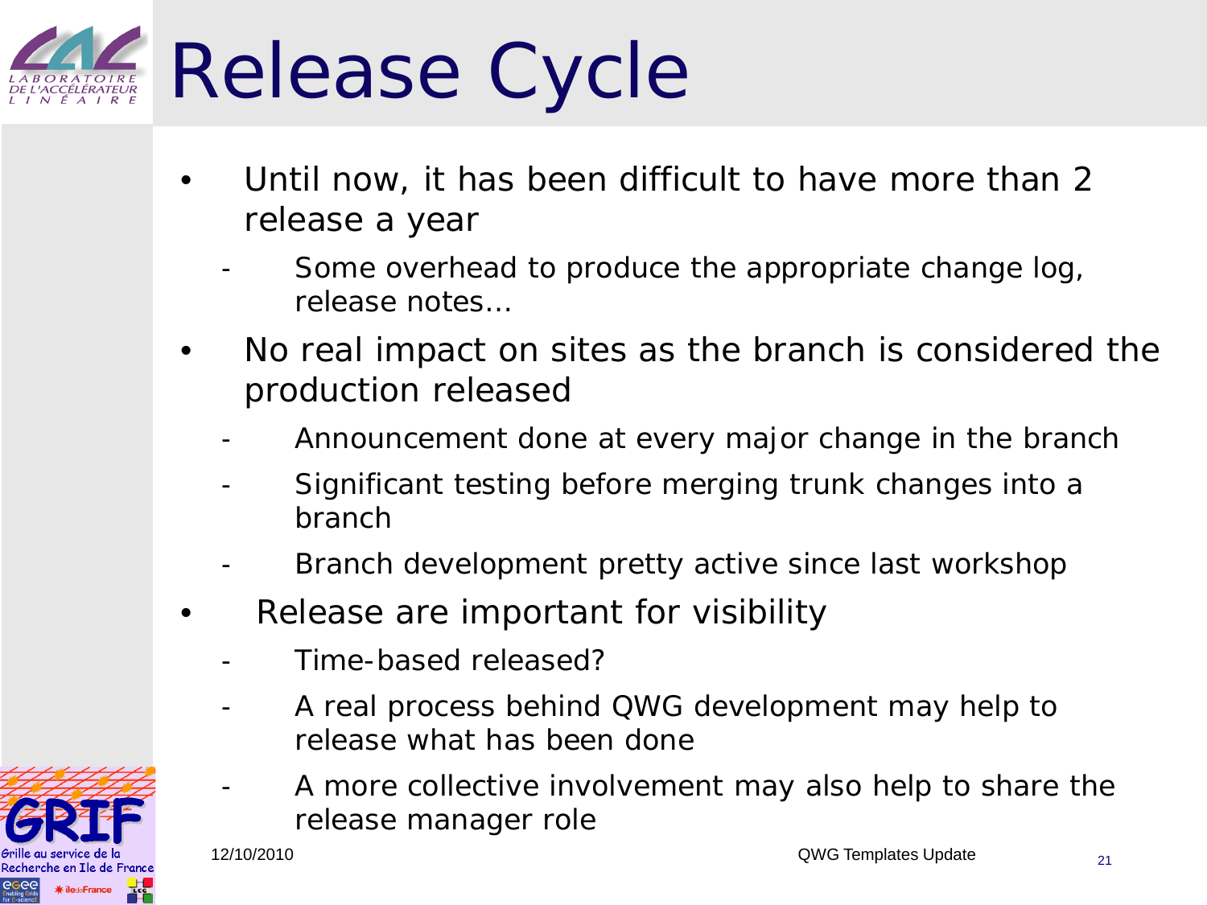# Release Cycle

- Until now, it has been difficult to have more than 2 release a year
  - Some overhead to produce the appropriate change log, release notes…
- No real impact on sites as the branch is considered the production released
  - Announcement done at every major change in the branch
  - Significant testing before merging trunk changes into a branch
  - Branch development pretty active since last workshop
- Release are important for visibility
  - Time-based released?
  - A real process behind QWG development may help to release what has been done
  - A more collective involvement may also help to share the release manager role